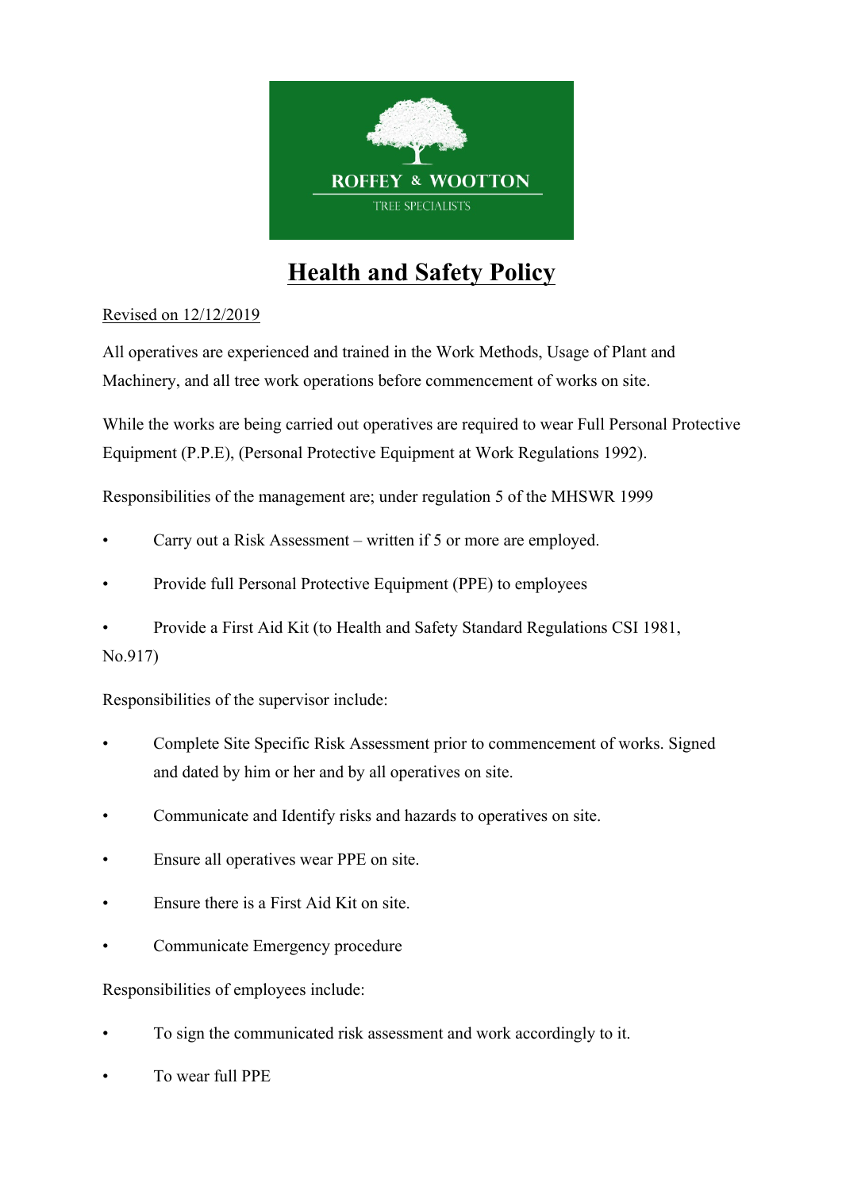ROFFEY & WOOTTON

TREE SPECIALISTS

# Health and Safety Policy

Revised on 12/12/2019

All operatives are experienced and trained in the Work Methods, Usage of Plant and Machinery, and all tree work operations before commencement of works on site.

While the works are being carried out operatives are required to wear Full Personal Protective Equipment (P.P.E), (Personal Protective Equipment at Work Regulations 1992).

Responsibilities of the management are; under regulation 5 of the MHSWR 1999

- Carry out a Risk Assessment – written if 5 or more are employed.
- Provide full Personal Protective Equipment (PPE) to employees
- Provide a First Aid Kit (to Health and Safety Standard Regulations CSI 1981, No.917)

Responsibilities of the supervisor include:

- Complete Site Specific Risk Assessment prior to commencement of works. Signed and dated by him or her and by all operatives on site.
- Communicate and Identify risks and hazards to operatives on site.
- Ensure all operatives wear PPE on site.
- Ensure there is a First Aid Kit on site.
- Communicate Emergency procedure

Responsibilities of employees include:

- To sign the communicated risk assessment and work accordingly to it.
- To wear full PPE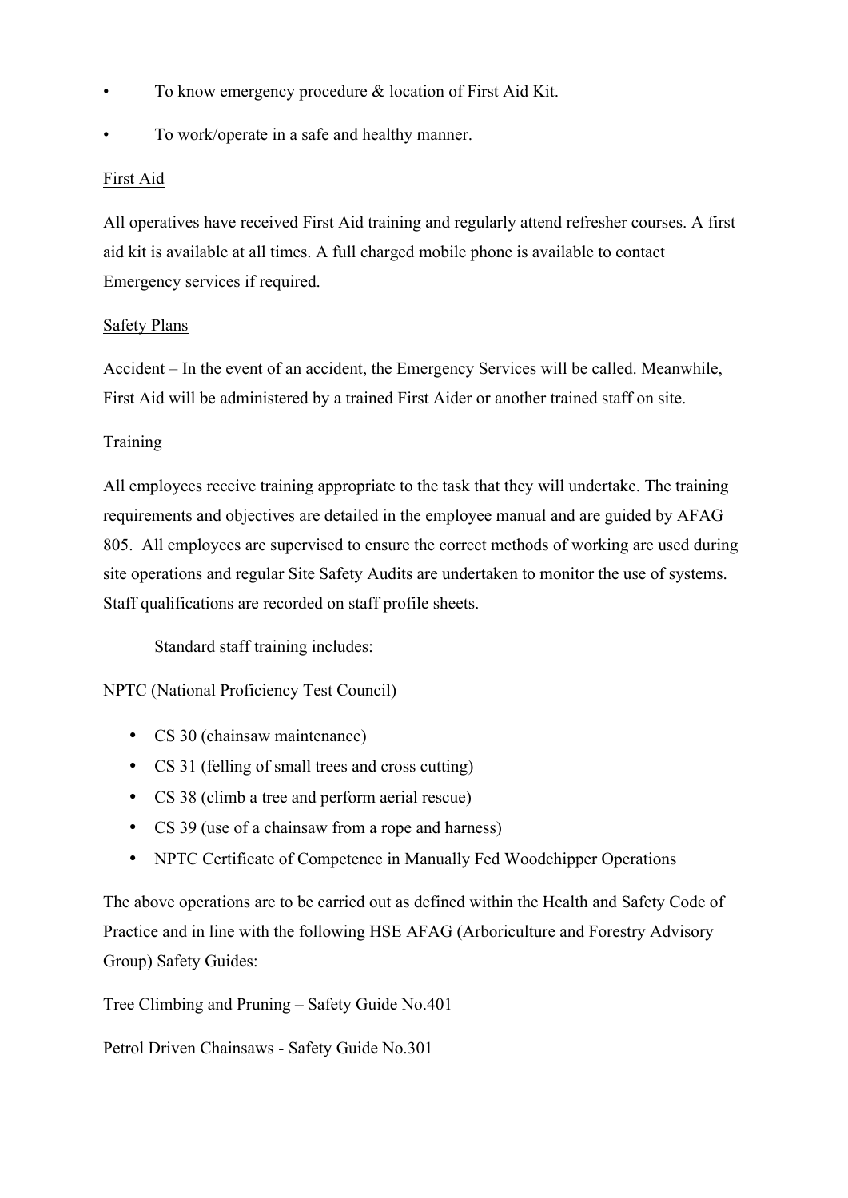- To know emergency procedure & location of First Aid Kit.
- To work/operate in a safe and healthy manner.

First Aid

All operatives have received First Aid training and regularly attend refresher courses. A first aid kit is available at all times. A full charged mobile phone is available to contact Emergency services if required.

Safety Plans

Accident – In the event of an accident, the Emergency Services will be called. Meanwhile, First Aid will be administered by a trained First Aider or another trained staff on site.

Training

All employees receive training appropriate to the task that they will undertake. The training requirements and objectives are detailed in the employee manual and are guided by AFAG 805. All employees are supervised to ensure the correct methods of working are used during site operations and regular Site Safety Audits are undertaken to monitor the use of systems. Staff qualifications are recorded on staff profile sheets.

Standard staff training includes:

NPTC (National Proficiency Test Council)

- CS 30 (chainsaw maintenance)
- CS 31 (felling of small trees and cross cutting)
- CS 38 (climb a tree and perform aerial rescue)
- CS 39 (use of a chainsaw from a rope and harness)
- NPTC Certificate of Competence in Manually Fed Woodchipper Operations

The above operations are to be carried out as defined within the Health and Safety Code of Practice and in line with the following HSE AFAG (Arboriculture and Forestry Advisory Group) Safety Guides:

Tree Climbing and Pruning – Safety Guide No.401

Petrol Driven Chainsaws - Safety Guide No.301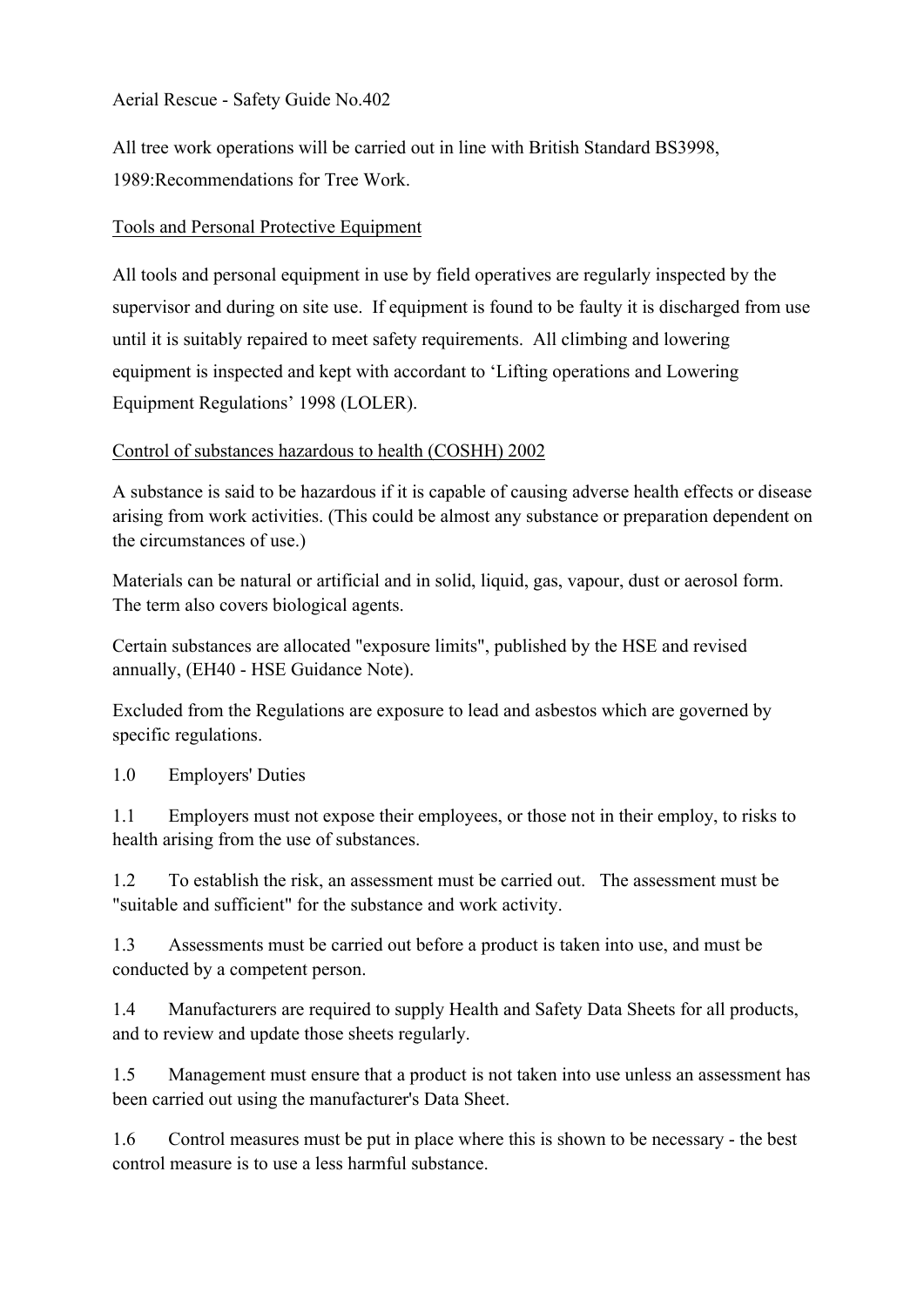Aerial Rescue - Safety Guide No.402

All tree work operations will be carried out in line with British Standard BS3998, 1989:Recommendations for Tree Work.

## Tools and Personal Protective Equipment

All tools and personal equipment in use by field operatives are regularly inspected by the supervisor and during on site use. If equipment is found to be faulty it is discharged from use until it is suitably repaired to meet safety requirements. All climbing and lowering equipment is inspected and kept with accordant to 'Lifting operations and Lowering Equipment Regulations' 1998 (LOLER).

## Control of substances hazardous to health (COSHH) 2002

A substance is said to be hazardous if it is capable of causing adverse health effects or disease arising from work activities. (This could be almost any substance or preparation dependent on the circumstances of use.)

Materials can be natural or artificial and in solid, liquid, gas, vapour, dust or aerosol form. The term also covers biological agents.

Certain substances are allocated "exposure limits", published by the HSE and revised annually, (EH40 - HSE Guidance Note).

Excluded from the Regulations are exposure to lead and asbestos which are governed by specific regulations.

1.0 Employers' Duties

1.1 Employers must not expose their employees, or those not in their employ, to risks to health arising from the use of substances.

1.2 To establish the risk, an assessment must be carried out. The assessment must be "suitable and sufficient" for the substance and work activity.

1.3 Assessments must be carried out before a product is taken into use, and must be conducted by a competent person.

1.4 Manufacturers are required to supply Health and Safety Data Sheets for all products, and to review and update those sheets regularly.

1.5 Management must ensure that a product is not taken into use unless an assessment has been carried out using the manufacturer's Data Sheet.

1.6 Control measures must be put in place where this is shown to be necessary - the best control measure is to use a less harmful substance.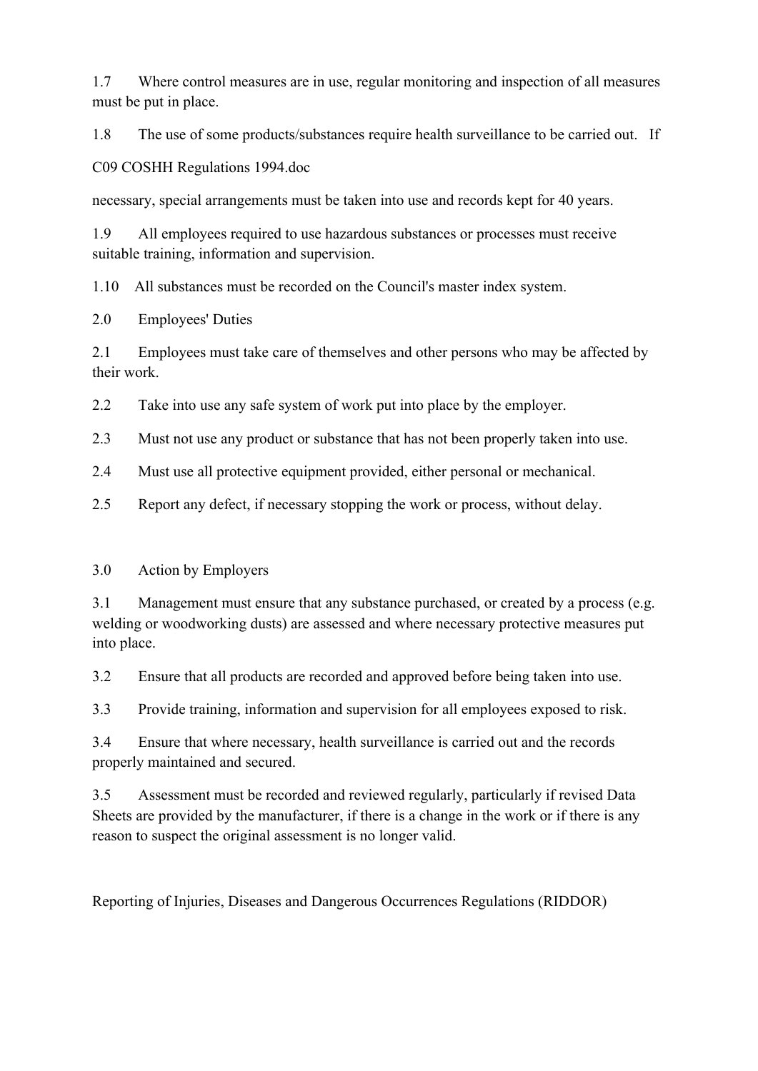1.7 Where control measures are in use, regular monitoring and inspection of all measures must be put in place.

1.8 The use of some products/substances require health surveillance to be carried out. If necessary, special arrangements must be taken into use and records kept for 40 years.

1.9 All employees required to use hazardous substances or processes must receive suitable training, information and supervision.

1.10 All substances must be recorded on the Council's master index system.

## 2.0 Employees' Duties

2.1 Employees must take care of themselves and other persons who may be affected by their work.

2.2 Take into use any safe system of work put into place by the employer.

2.3 Must not use any product or substance that has not been properly taken into use.

2.4 Must use all protective equipment provided, either personal or mechanical.

2.5 Report any defect, if necessary stopping the work or process, without delay.

## 3.0 Action by Employers

3.1 Management must ensure that any substance purchased, or created by a process (e.g. welding or woodworking dusts) are assessed and where necessary protective measures put into place.

3.2 Ensure that all products are recorded and approved before being taken into use.

3.3 Provide training, information and supervision for all employees exposed to risk.

3.4 Ensure that where necessary, health surveillance is carried out and the records properly maintained and secured.

3.5 Assessment must be recorded and reviewed regularly, particularly if revised Data Sheets are provided by the manufacturer, if there is a change in the work or if there is any reason to suspect the original assessment is no longer valid.

# Reporting of Injuries, Diseases and Dangerous Occurrences Regulations (RIDDOR)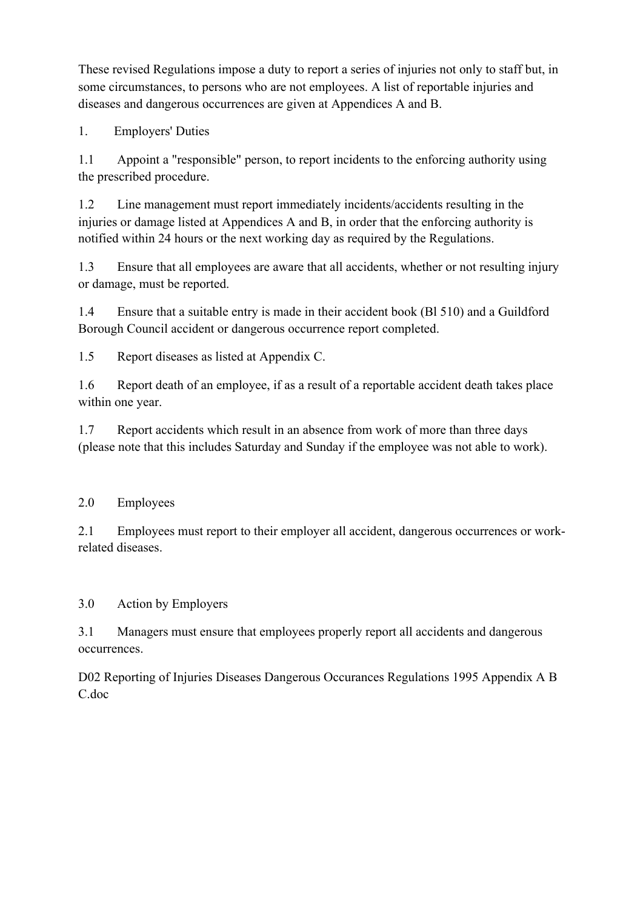These revised Regulations impose a duty to report a series of injuries not only to staff but, in some circumstances, to persons who are not employees. A list of reportable injuries and diseases and dangerous occurrences are given at Appendices A and B.

## 1. Employers' Duties

1.1 Appoint a "responsible" person, to report incidents to the enforcing authority using the prescribed procedure.

1.2 Line management must report immediately incidents/accidents resulting in the injuries or damage listed at Appendices A and B, in order that the enforcing authority is notified within 24 hours or the next working day as required by the Regulations.

1.3 Ensure that all employees are aware that all accidents, whether or not resulting injury or damage, must be reported.

1.4 Ensure that a suitable entry is made in their accident book (Bl 510) and a Guildford Borough Council accident or dangerous occurrence report completed.

1.5 Report diseases as listed at Appendix C.

1.6 Report death of an employee, if as a result of a reportable accident death takes place within one year.

1.7 Report accidents which result in an absence from work of more than three days (please note that this includes Saturday and Sunday if the employee was not able to work).

## 2.0 Employees

2.1 Employees must report to their employer all accident, dangerous occurrences or work-related diseases.

## 3.0 Action by Employers

3.1 Managers must ensure that employees properly report all accidents and dangerous occurrences.

D02 Reporting of Injuries Diseases Dangerous Occurances Regulations 1995 Appendix A B C.doc